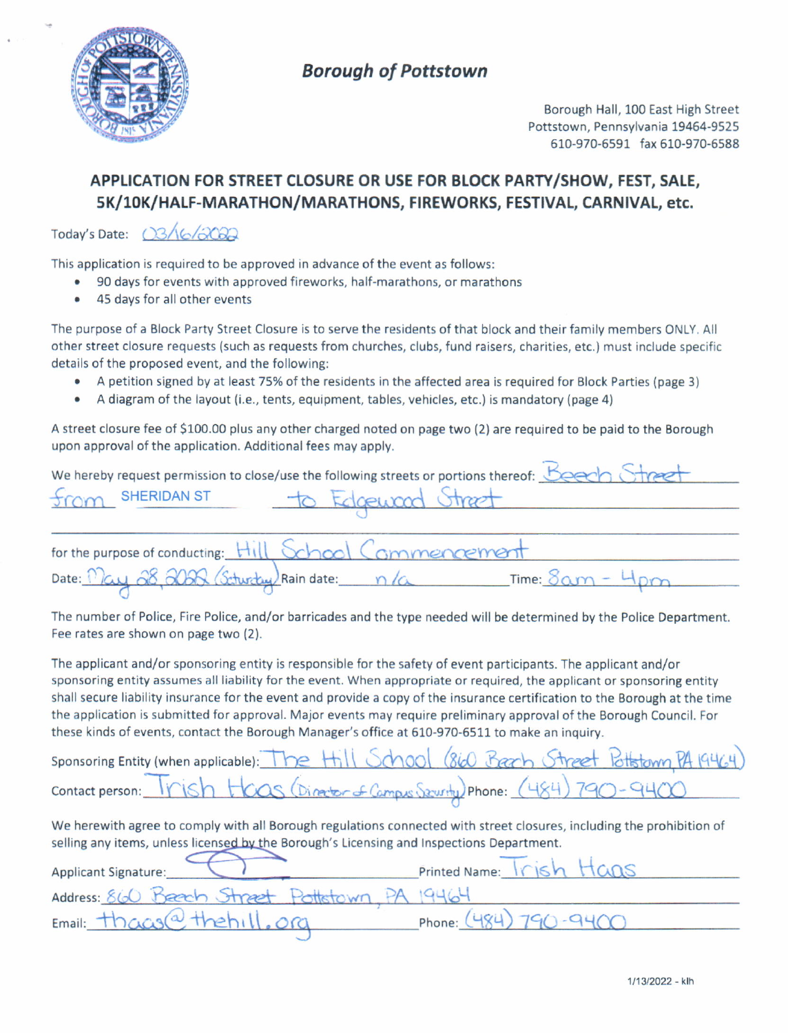# Borough of Pottstown

Borough Hall, 100 East High Street
Pottstown, Pennsylvania 19464-9525
610-970-6591 fax 610-970-6588

## APPLICATION FOR STREET CLOSURE OR USE FOR BLOCK PARTY/SHOW, FEST, SALE, 5K/10K/HALF-MARATHON/MARATHONS, FIREWORKS, FESTIVAL, CARNIVAL, etc.

Today's Date: 03/16/2022

This application is required to be approved in advance of the event as follows:

- 90 days for events with approved fireworks, half-marathons, or marathons
- 45 days for all other events

The purpose of a Block Party Street Closure is to serve the residents of that block and their family members ONLY. All other street closure requests (such as requests from churches, clubs, fund raisers, charities, etc.) must include specific details of the proposed event, and the following:

- A petition signed by at least 75% of the residents in the affected area is required for Block Parties (page 3)
- A diagram of the layout (i.e., tents, equipment, tables, vehicles, etc.) is mandatory (page 4)

A street closure fee of $100.00 plus any other charged noted on page two (2) are required to be paid to the Borough upon approval of the application. Additional fees may apply.

We hereby request permission to close/use the following streets or portions thereof: Beech Street from SHERIDAN ST to Edgewood Street

for the purpose of conducting: Hill School Commencement

Date: May 28, 2022 (Saturday) Rain date: n/a Time: 8am - 4pm

The number of Police, Fire Police, and/or barricades and the type needed will be determined by the Police Department. Fee rates are shown on page two (2).

The applicant and/or sponsoring entity is responsible for the safety of event participants. The applicant and/or sponsoring entity assumes all liability for the event. When appropriate or required, the applicant or sponsoring entity shall secure liability insurance for the event and provide a copy of the insurance certification to the Borough at the time the application is submitted for approval. Major events may require preliminary approval of the Borough Council. For these kinds of events, contact the Borough Manager's office at 610-970-6511 to make an inquiry.

Sponsoring Entity (when applicable): The Hill School (860 Beech Street Pottstown, PA 19464)

Contact person: Trish Haas (Director of Campus Security) Phone: (484) 790-9400

We herewith agree to comply with all Borough regulations connected with street closures, including the prohibition of selling any items, unless licensed by the Borough's Licensing and Inspections Department.

Applicant Signature: [signature] Printed Name: Trish Haas

Address: 860 Beech Street Pottstown, PA 19464

Email: thaas@thehill.org Phone: (484) 790-9400

1/13/2022 - klh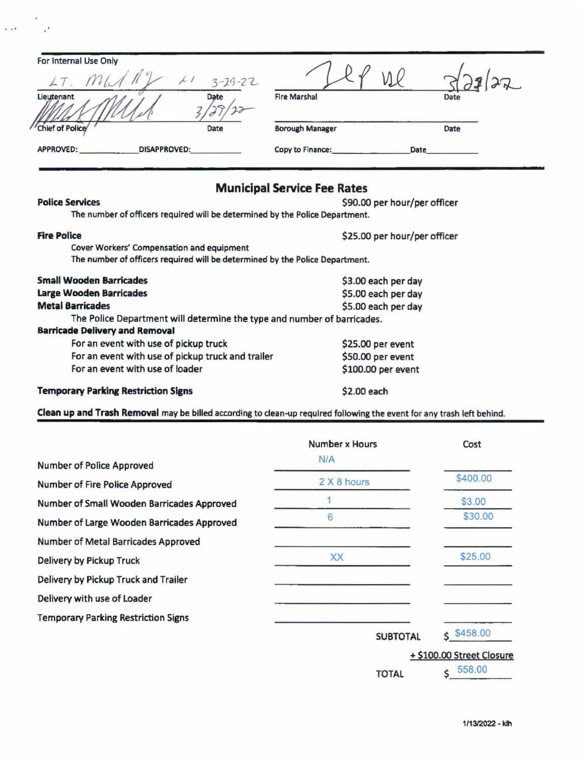For Internal Use Only

| | | | |
|---|---|---|---|
| LT. [signature] 3-29-22 | | [signature] | 3/29/22 |
| Lieutenant | Date | Fire Marshal | Date |
| [signature] | 3/29/22 | | |
| Chief of Police | Date | Borough Manager | Date |

APPROVED: ____________ DISAPPROVED: ____________ Copy to Finance: ____________ Date ____________

## Municipal Service Fee Rates

**Police Services** — $90.00 per hour/per officer
The number of officers required will be determined by the Police Department.

**Fire Police** — $25.00 per hour/per officer
Cover Workers' Compensation and equipment
The number of officers required will be determined by the Police Department.

**Small Wooden Barricades** — $3.00 each per day
**Large Wooden Barricades** — $5.00 each per day
**Metal Barricades** — $5.00 each per day
The Police Department will determine the type and number of barricades.

**Barricade Delivery and Removal**
For an event with use of pickup truck — $25.00 per event
For an event with use of pickup truck and trailer — $50.00 per event
For an event with use of loader — $100.00 per event

**Temporary Parking Restriction Signs** — $2.00 each

**Clean up and Trash Removal** may be billed according to clean-up required following the event for any trash left behind.

| | Number x Hours | Cost |
|---|---|---|
| Number of Police Approved | N/A | |
| Number of Fire Police Approved | 2 X 8 hours | $400.00 |
| Number of Small Wooden Barricades Approved | 1 | $3.00 |
| Number of Large Wooden Barricades Approved | 6 | $30.00 |
| Number of Metal Barricades Approved | | |
| Delivery by Pickup Truck | XX | $25.00 |
| Delivery by Pickup Truck and Trailer | | |
| Delivery with use of Loader | | |
| Temporary Parking Restriction Signs | | |
| | SUBTOTAL | $ $458.00 |
| | | + $100.00 Street Closure |
| | TOTAL | $ 558.00 |

1/13/2022 - klh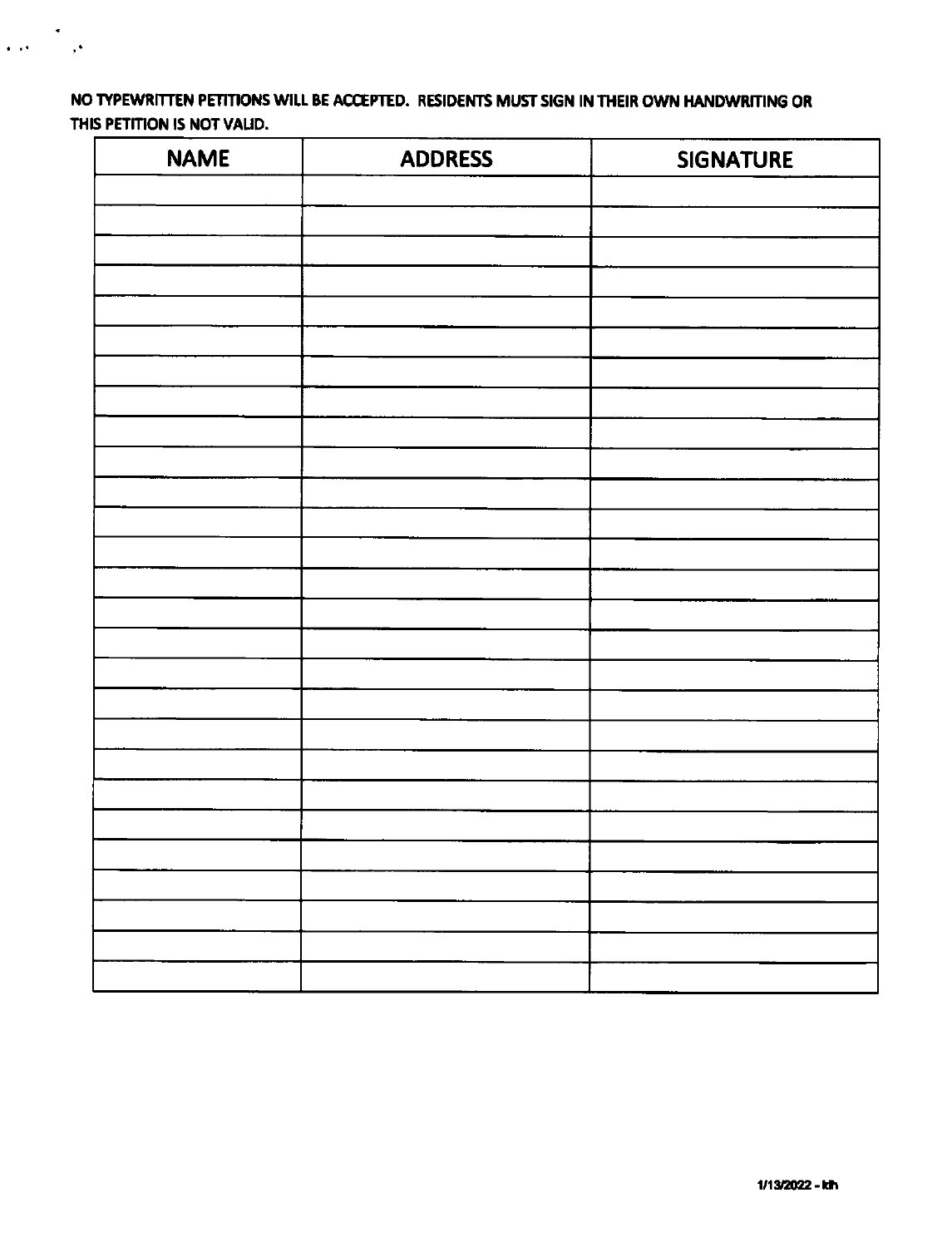**NO TYPEWRITTEN PETITIONS WILL BE ACCEPTED. RESIDENTS MUST SIGN IN THEIR OWN HANDWRITING OR THIS PETITION IS NOT VALID.**

| NAME | ADDRESS | SIGNATURE |
|---|---|---|
| | | |
| | | |
| | | |
| | | |
| | | |
| | | |
| | | |
| | | |
| | | |
| | | |
| | | |
| | | |
| | | |
| | | |
| | | |
| | | |
| | | |
| | | |
| | | |
| | | |
| | | |
| | | |
| | | |
| | | |
| | | |
| | | |
| | | |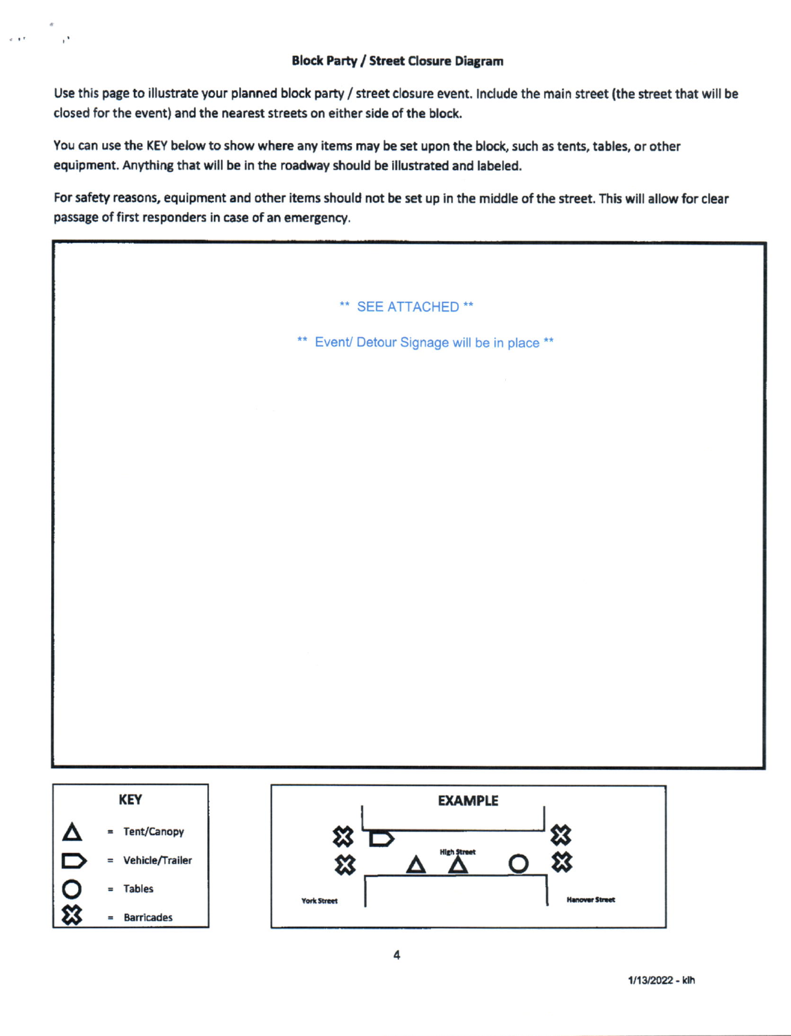## Block Party / Street Closure Diagram

Use this page to illustrate your planned block party / street closure event. Include the main street (the street that will be closed for the event) and the nearest streets on either side of the block.

You can use the KEY below to show where any items may be set upon the block, such as tents, tables, or other equipment. Anything that will be in the roadway should be illustrated and labeled.

For safety reasons, equipment and other items should not be set up in the middle of the street. This will allow for clear passage of first responders in case of an emergency.

** SEE ATTACHED **

** Event/ Detour Signage will be in place **

**KEY**

| | | |
|---|---|---|
| △ | = | Tent/Canopy |
| ▷ | = | Vehicle/Trailer |
| ○ | = | Tables |
| ✖ | = | Barricades |

**EXAMPLE**

High Street

York Street

Hanover Street

1/13/2022 - klh